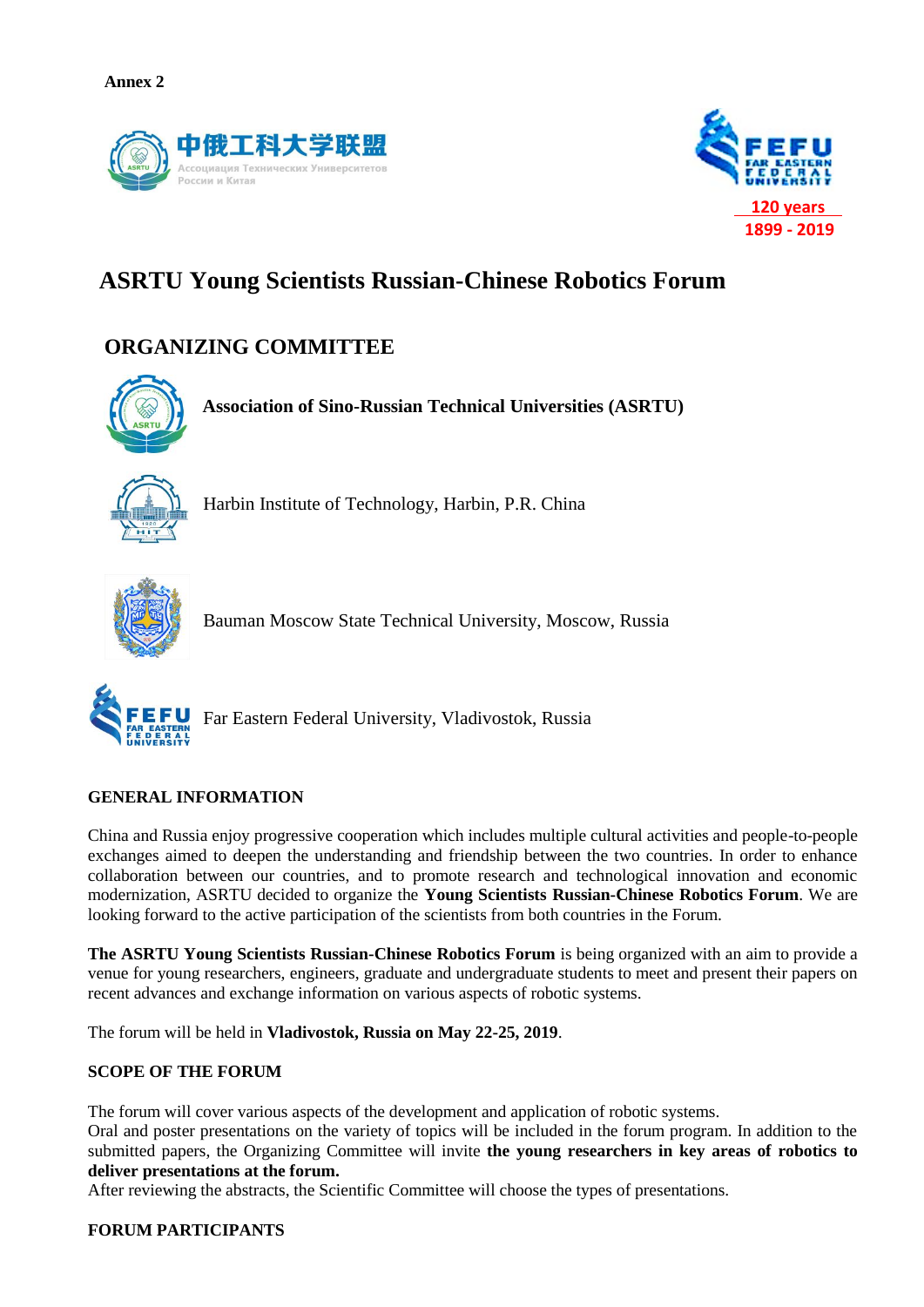**Annex 2**

中俄工科大学联盟

Ассоциация Технических Университетов России и Китая

FEFU FAR EASTERN FEDERAL UNIVERSITY

120 years

1899 - 2019

# ASRTU Young Scientists Russian-Chinese Robotics Forum

## ORGANIZING COMMITTEE

**Association of Sino-Russian Technical Universities (ASRTU)**

Harbin Institute of Technology, Harbin, P.R. China

Bauman Moscow State Technical University, Moscow, Russia

Far Eastern Federal University, Vladivostok, Russia

### GENERAL INFORMATION

China and Russia enjoy progressive cooperation which includes multiple cultural activities and people-to-people exchanges aimed to deepen the understanding and friendship between the two countries. In order to enhance collaboration between our countries, and to promote research and technological innovation and economic modernization, ASRTU decided to organize the **Young Scientists Russian-Chinese Robotics Forum**. We are looking forward to the active participation of the scientists from both countries in the Forum.

**The ASRTU Young Scientists Russian-Chinese Robotics Forum** is being organized with an aim to provide a venue for young researchers, engineers, graduate and undergraduate students to meet and present their papers on recent advances and exchange information on various aspects of robotic systems.

The forum will be held in **Vladivostok, Russia on May 22-25, 2019**.

### SCOPE OF THE FORUM

The forum will cover various aspects of the development and application of robotic systems.
Oral and poster presentations on the variety of topics will be included in the forum program. In addition to the submitted papers, the Organizing Committee will invite **the young researchers in key areas of robotics to deliver presentations at the forum.**
After reviewing the abstracts, the Scientific Committee will choose the types of presentations.

### FORUM PARTICIPANTS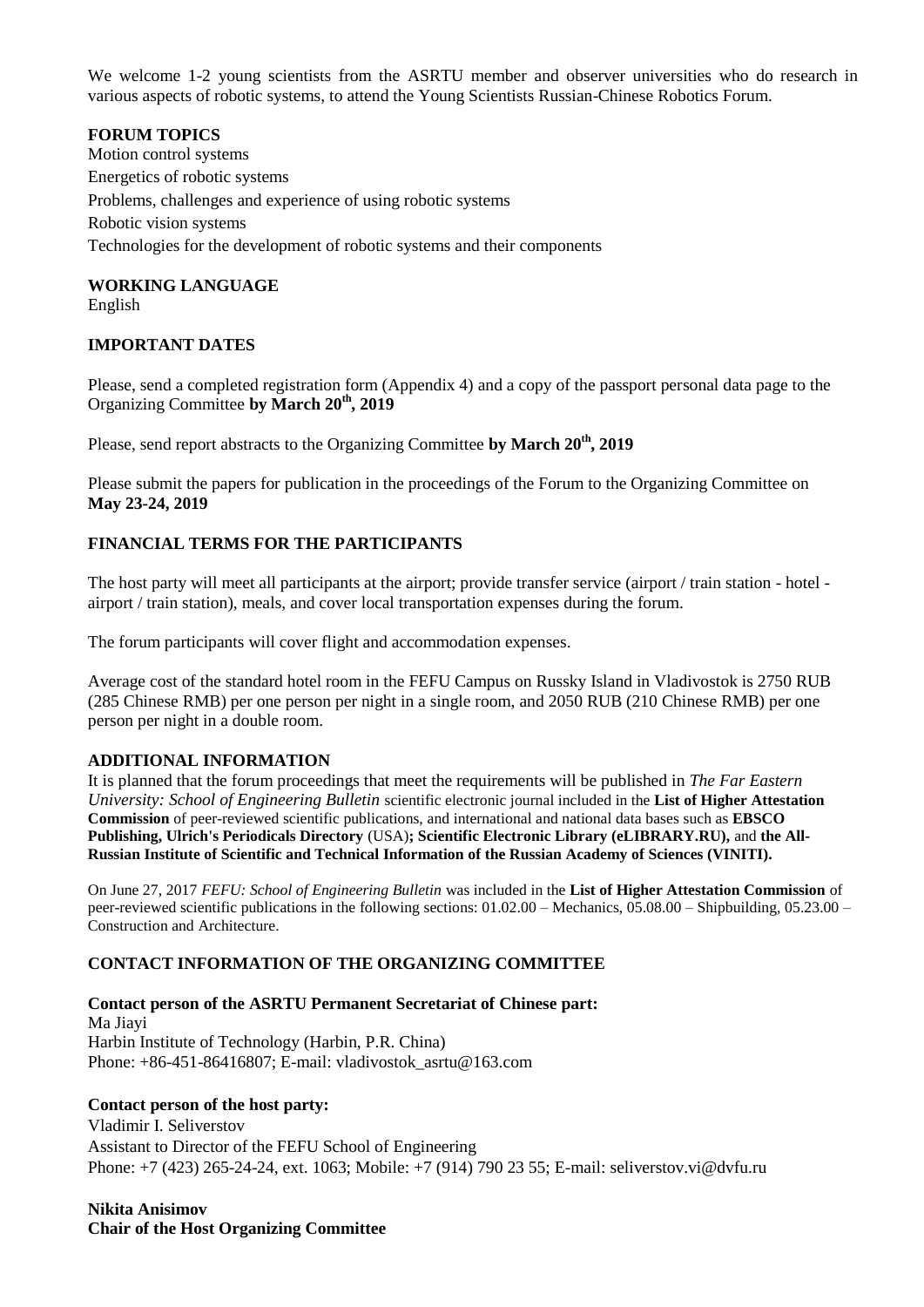We welcome 1-2 young scientists from the ASRTU member and observer universities who do research in various aspects of robotic systems, to attend the Young Scientists Russian-Chinese Robotics Forum.

**FORUM TOPICS**

Motion control systems

Energetics of robotic systems

Problems, challenges and experience of using robotic systems

Robotic vision systems

Technologies for the development of robotic systems and their components

**WORKING LANGUAGE**

English

**IMPORTANT DATES**

Please, send a completed registration form (Appendix 4) and a copy of the passport personal data page to the Organizing Committee **by March 20th, 2019**

Please, send report abstracts to the Organizing Committee **by March 20th, 2019**

Please submit the papers for publication in the proceedings of the Forum to the Organizing Committee on **May 23-24, 2019**

**FINANCIAL TERMS FOR THE PARTICIPANTS**

The host party will meet all participants at the airport; provide transfer service (airport / train station - hotel - airport / train station), meals, and cover local transportation expenses during the forum.

The forum participants will cover flight and accommodation expenses.

Average cost of the standard hotel room in the FEFU Campus on Russky Island in Vladivostok is 2750 RUB (285 Chinese RMB) per one person per night in a single room, and 2050 RUB (210 Chinese RMB) per one person per night in a double room.

**ADDITIONAL INFORMATION**

It is planned that the forum proceedings that meet the requirements will be published in *The Far Eastern University: School of Engineering Bulletin* scientific electronic journal included in the **List of Higher Attestation Commission** of peer-reviewed scientific publications, and international and national data bases such as **EBSCO Publishing, Ulrich's Periodicals Directory** (USA)**; Scientific Electronic Library (eLIBRARY.RU),** and **the All-Russian Institute of Scientific and Technical Information of the Russian Academy of Sciences (VINITI).**

On June 27, 2017 *FEFU: School of Engineering Bulletin* was included in the **List of Higher Attestation Commission** of peer-reviewed scientific publications in the following sections: 01.02.00 – Mechanics, 05.08.00 – Shipbuilding, 05.23.00 – Construction and Architecture.

**CONTACT INFORMATION OF THE ORGANIZING COMMITTEE**

**Contact person of the ASRTU Permanent Secretariat of Chinese part:**

Ma Jiayi

Harbin Institute of Technology (Harbin, P.R. China)

Phone: +86-451-86416807; E-mail: vladivostok_asrtu@163.com

**Contact person of the host party:**

Vladimir I. Seliverstov

Assistant to Director of the FEFU School of Engineering

Phone: +7 (423) 265-24-24, ext. 1063; Mobile: +7 (914) 790 23 55; E-mail: seliverstov.vi@dvfu.ru

**Nikita Anisimov**

**Chair of the Host Organizing Committee**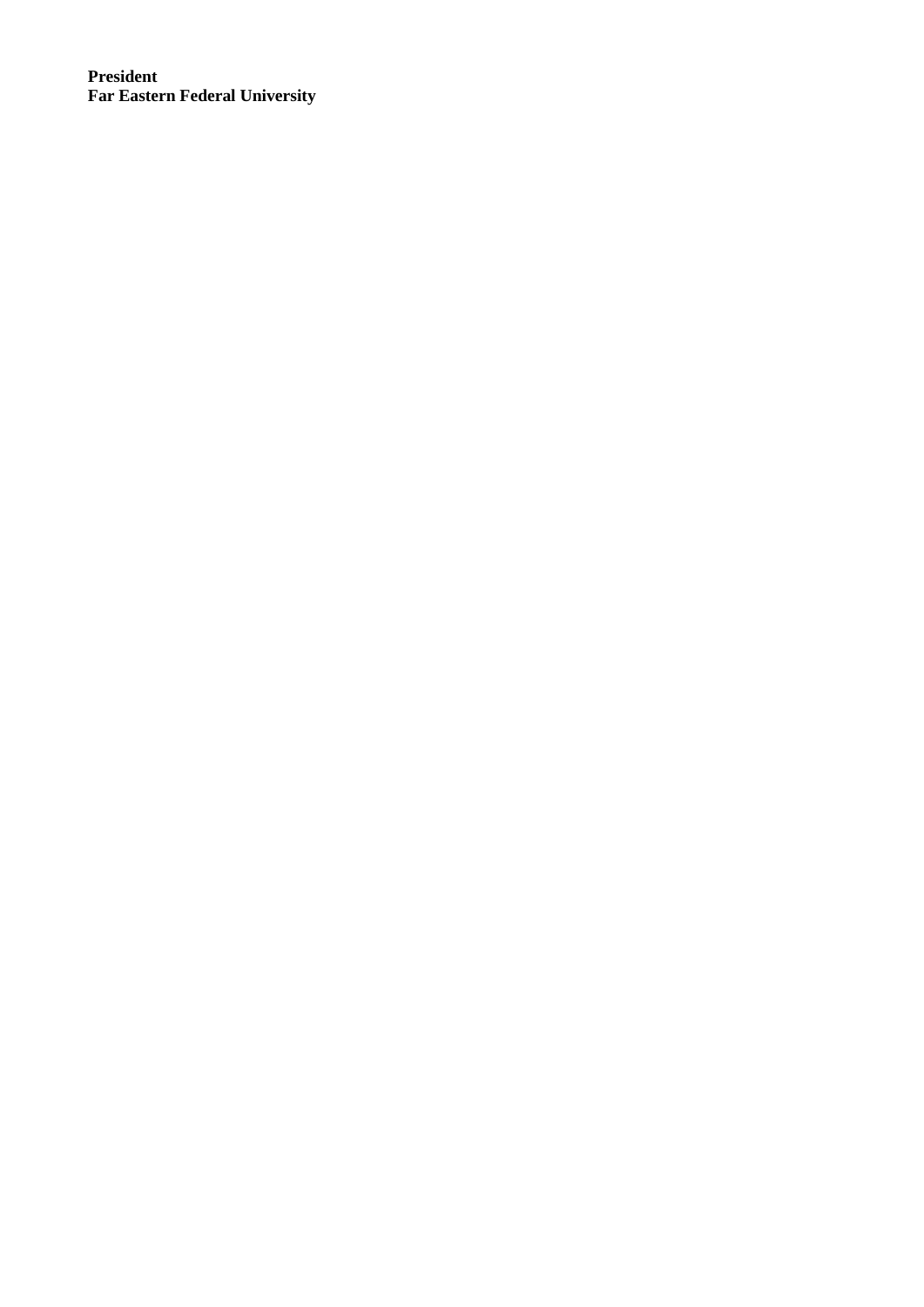**President**
**Far Eastern Federal University**